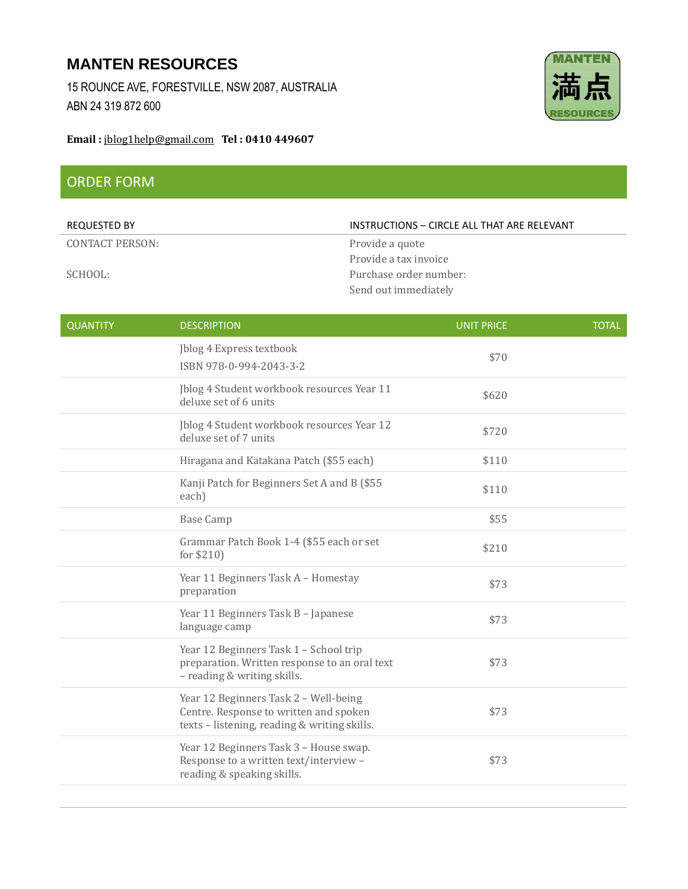# MANTEN RESOURCES

15 ROUNCE AVE, FORESTVILLE, NSW 2087, AUSTRALIA

ABN 24 319 872 600

**Email :** jblog1help@gmail.com **Tel : 0410 449607**

## ORDER FORM

| REQUESTED BY | INSTRUCTIONS – CIRCLE ALL THAT ARE RELEVANT |
|---|---|
| CONTACT PERSON: | Provide a quote |
| | Provide a tax invoice |
| SCHOOL: | Purchase order number: |
| | Send out immediately |

| QUANTITY | DESCRIPTION | UNIT PRICE | TOTAL |
|---|---|---|---|
| | Jblog 4 Express textbook ISBN 978-0-994-2043-3-2 | $70 | |
| | Jblog 4 Student workbook resources Year 11 deluxe set of 6 units | $620 | |
| | Jblog 4 Student workbook resources Year 12 deluxe set of 7 units | $720 | |
| | Hiragana and Katakana Patch ($55 each) | $110 | |
| | Kanji Patch for Beginners Set A and B ($55 each) | $110 | |
| | Base Camp | $55 | |
| | Grammar Patch Book 1-4 ($55 each or set for $210) | $210 | |
| | Year 11 Beginners Task A – Homestay preparation | $73 | |
| | Year 11 Beginners Task B – Japanese language camp | $73 | |
| | Year 12 Beginners Task 1 – School trip preparation. Written response to an oral text – reading & writing skills. | $73 | |
| | Year 12 Beginners Task 2 – Well-being Centre. Response to written and spoken texts – listening, reading & writing skills. | $73 | |
| | Year 12 Beginners Task 3 – House swap. Response to a written text/interview – reading & speaking skills. | $73 | |
| | | | |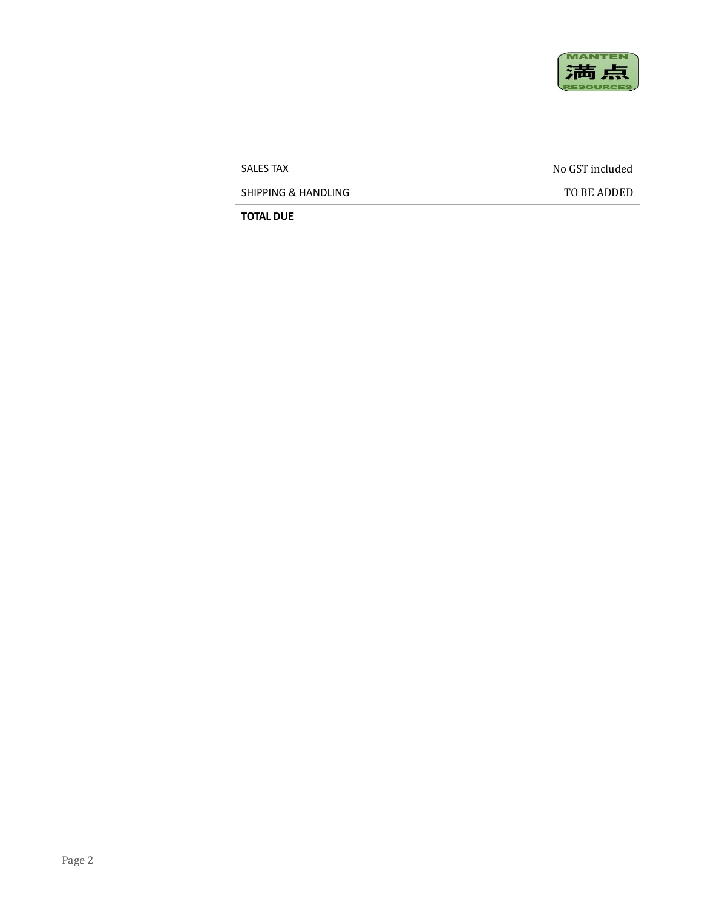| | |
|---|---|
| SALES TAX | No GST included |
| SHIPPING & HANDLING | TO BE ADDED |
| **TOTAL DUE** | |